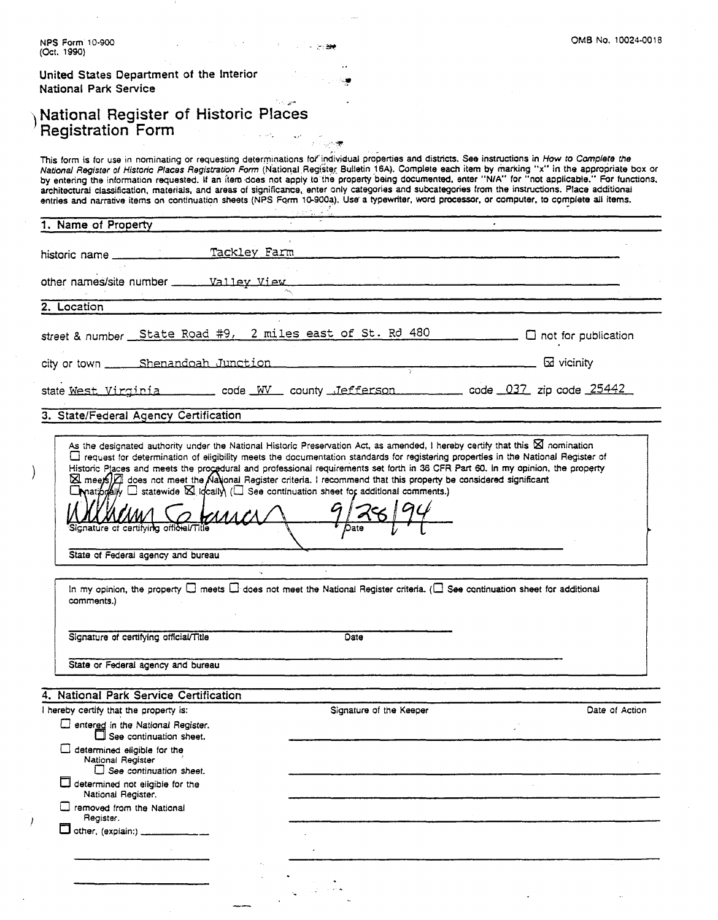NPS Form 10-900
(Oct. 1990)

OMB No. 10024-0018

United States Department of the Interior
National Park Service

# National Register of Historic Places Registration Form

This form is for use in nominating or requesting determinations for individual properties and districts. See instructions in *How to Complete the National Register of Historic Places Registration Form* (National Register Bulletin 16A). Complete each item by marking "x" in the appropriate box or by entering the information requested. If an item does not apply to the property being documented, enter "N/A" for "not applicable." For functions, architectural classification, materials, and areas of significance, enter only categories and subcategories from the instructions. Place additional entries and narrative items on continuation sheets (NPS Form 10-900a). Use a typewriter, word processor, or computer, to complete all items.

## 1. Name of Property

historic name Tackley Farm

other names/site number Valley View

## 2. Location

street & number State Road #9, 2 miles east of St. Rd 480 ☐ not for publication

city or town Shenandoah Junction ☒ vicinity

state West Virginia code WV county Jefferson code 037 zip code 25442

## 3. State/Federal Agency Certification

As the designated authority under the National Historic Preservation Act, as amended, I hereby certify that this ☒ nomination ☐ request for determination of eligibility meets the documentation standards for registering properties in the National Register of Historic Places and meets the procedural and professional requirements set forth in 36 CFR Part 60. In my opinion, the property ☒ meets ☐ does not meet the National Register criteria. I recommend that this property be considered significant ☐ nationally ☐ statewide ☒ locally. (☐ See continuation sheet for additional comments.)

William Casimer 9/28/94
Signature of certifying official/Title Date

State of Federal agency and bureau

In my opinion, the property ☐ meets ☐ does not meet the National Register criteria. (☐ See continuation sheet for additional comments.)

Signature of certifying official/Title Date

State or Federal agency and bureau

## 4. National Park Service Certification

I hereby certify that the property is: Signature of the Keeper Date of Action

☐ entered in the National Register.
☐ See continuation sheet.

☐ determined eligible for the National Register
☐ See continuation sheet.

☐ determined not eligible for the National Register.

☐ removed from the National Register.

☐ other, (explain:)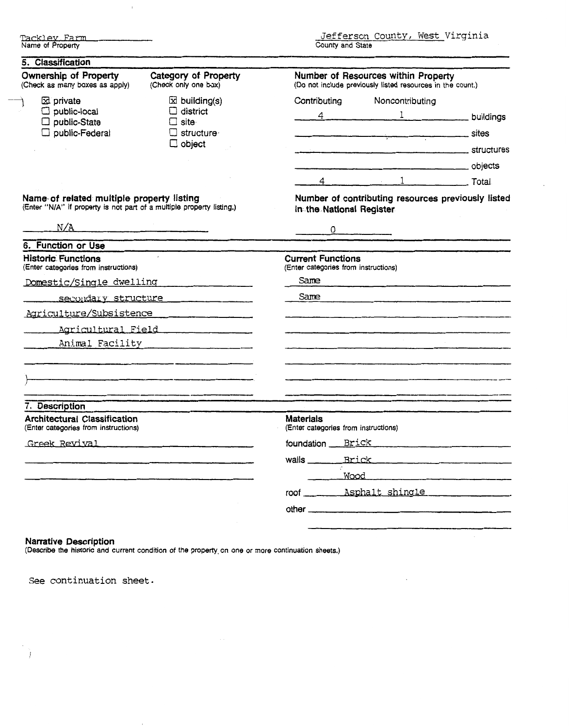Tackley Farm
Name of Property

Jefferson County, West Virginia
County and State

## 5. Classification

**Ownership of Property**
(Check as many boxes as apply)

- [x] private
- [ ] public-local
- [ ] public-State
- [ ] public-Federal

**Category of Property**
(Check only one box)

- [x] building(s)
- [ ] district
- [ ] site
- [ ] structure
- [ ] object

**Number of Resources within Property**
(Do not include previously listed resources in the count.)

| Contributing | Noncontributing | |
|---|---|---|
| 4 | 1 | buildings |
| | | sites |
| | | structures |
| | | objects |
| 4 | 1 | Total |

**Name of related multiple property listing**
(Enter "N/A" if property is not part of a multiple property listing.)

N/A

**Number of contributing resources previously listed in the National Register**

0

## 6. Function or Use

**Historic Functions**
(Enter categories from instructions)

Domestic/Single dwelling
secondary structure
Agriculture/Subsistence
Agricultural Field
Animal Facility

**Current Functions**
(Enter categories from instructions)

Same
Same

## 7. Description

**Architectural Classification**
(Enter categories from instructions)

Greek Revival

**Materials**
(Enter categories from instructions)

foundation Brick
walls Brick
Wood
roof Asphalt shingle
other

**Narrative Description**
(Describe the historic and current condition of the property on one or more continuation sheets.)

See continuation sheet.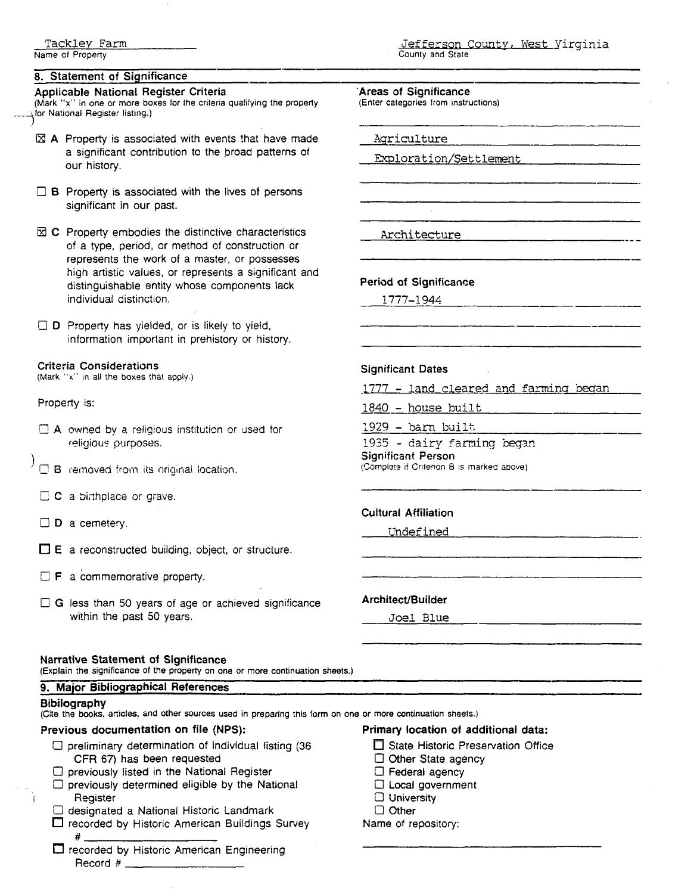Tackley Farm
Name of Property

Jefferson County, West Virginia
County and State

## 8. Statement of Significance

### Applicable National Register Criteria

(Mark "x" in one or more boxes for the criteria qualifying the property for National Register listing.)

- ☒ **A** Property is associated with events that have made a significant contribution to the broad patterns of our history.
- ☐ **B** Property is associated with the lives of persons significant in our past.
- ☒ **C** Property embodies the distinctive characteristics of a type, period, or method of construction or represents the work of a master, or possesses high artistic values, or represents a significant and distinguishable entity whose components lack individual distinction.
- ☐ **D** Property has yielded, or is likely to yield, information important in prehistory or history.

### Criteria Considerations

(Mark "x" in all the boxes that apply.)

Property is:

- ☐ **A** owned by a religious institution or used for religious purposes.
- ☐ **B** removed from its original location.
- ☐ **C** a birthplace or grave.
- ☐ **D** a cemetery.
- ☐ **E** a reconstructed building, object, or structure.
- ☐ **F** a commemorative property.
- ☐ **G** less than 50 years of age or achieved significance within the past 50 years.

### Areas of Significance

(Enter categories from instructions)

Agriculture

Exploration/Settlement

Architecture

### Period of Significance

1777-1944

### Significant Dates

1777 - land cleared and farming began

1840 - house built

1929 - barn built

1935 - dairy farming began

### Significant Person

(Complete if Criterion B is marked above)

### Cultural Affiliation

Undefined

### Architect/Builder

Joel Blue

### Narrative Statement of Significance

(Explain the significance of the property on one or more continuation sheets.)

## 9. Major Bibliographical References

### Bibilography

(Cite the books, articles, and other sources used in preparing this form on one or more continuation sheets.)

### Previous documentation on file (NPS):

- ☐ preliminary determination of individual listing (36 CFR 67) has been requested
- ☐ previously listed in the National Register
- ☐ previously determined eligible by the National Register
- ☐ designated a National Historic Landmark
- ☐ recorded by Historic American Buildings Survey # ______
- ☐ recorded by Historic American Engineering Record # ______

### Primary location of additional data:

- ☐ State Historic Preservation Office
- ☐ Other State agency
- ☐ Federal agency
- ☐ Local government
- ☐ University
- ☐ Other

Name of repository: ______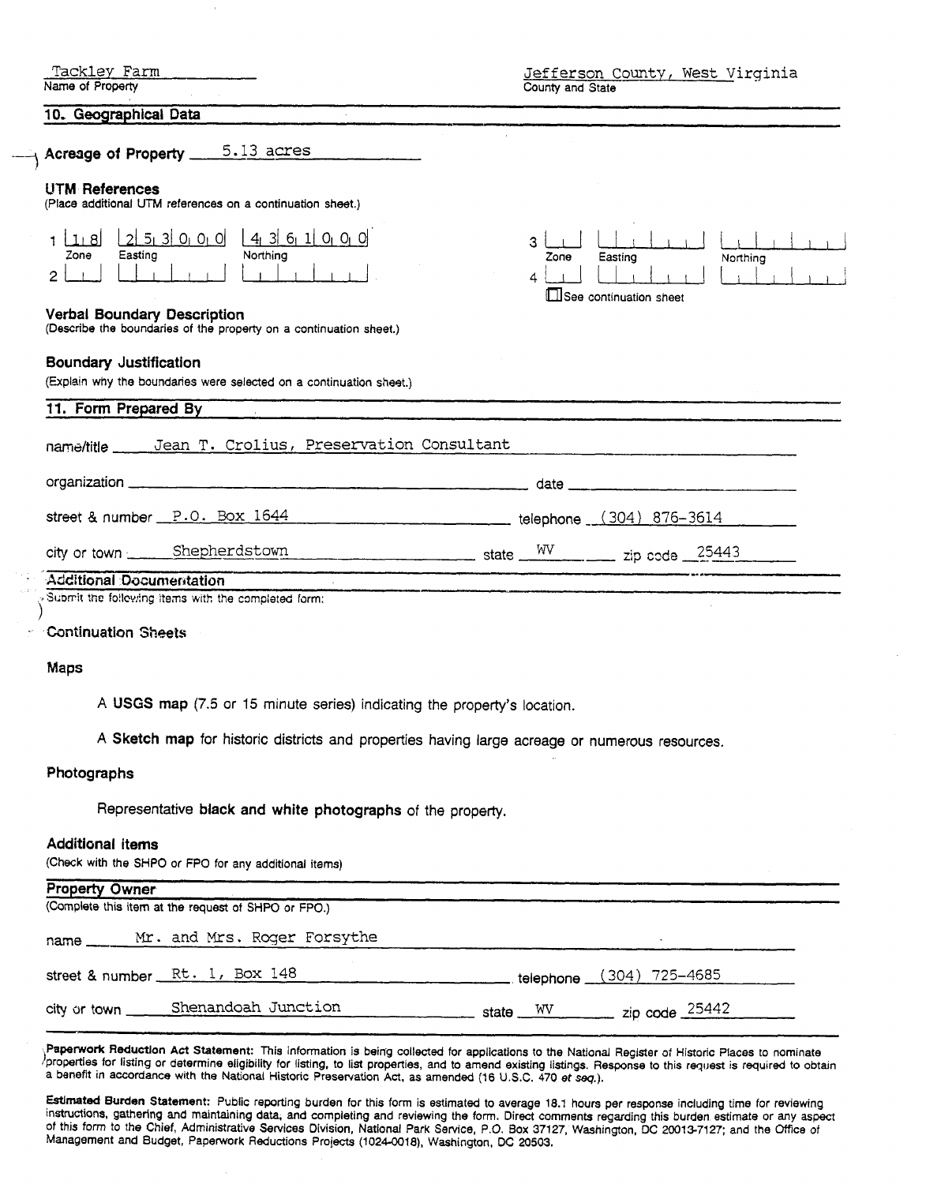Tackley Farm
Name of Property

Jefferson County, West Virginia
County and State

## 10. Geographical Data

**Acreage of Property** 5.13 acres

**UTM References**
(Place additional UTM references on a continuation sheet.)

| | Zone | Easting | Northing |
|---|---|---|---|
| 1 | 18 | 253000 | 4361000 |
| 2 | | | |
| 3 | | | |
| 4 | | | |

☐ See continuation sheet

**Verbal Boundary Description**
(Describe the boundaries of the property on a continuation sheet.)

**Boundary Justification**
(Explain why the boundaries were selected on a continuation sheet.)

## 11. Form Prepared By

name/title Jean T. Crolius, Preservation Consultant

organization ______________________ date ______________________

street & number P.O. Box 1644 telephone (304) 876-3614

city or town Shepherdstown state WV zip code 25443

## Additional Documentation

Submit the following items with the completed form:

**Continuation Sheets**

**Maps**

A **USGS map** (7.5 or 15 minute series) indicating the property's location.

A **Sketch map** for historic districts and properties having large acreage or numerous resources.

**Photographs**

Representative **black and white photographs** of the property.

**Additional items**
(Check with the SHPO or FPO for any additional items)

## Property Owner

(Complete this item at the request of SHPO or FPO.)

name Mr. and Mrs. Roger Forsythe

street & number Rt. 1, Box 148 telephone (304) 725-4685

city or town Shenandoah Junction state WV zip code 25442

**Paperwork Reduction Act Statement:** This information is being collected for applications to the National Register of Historic Places to nominate properties for listing or determine eligibility for listing, to list properties, and to amend existing listings. Response to this request is required to obtain a benefit in accordance with the National Historic Preservation Act, as amended (16 U.S.C. 470 *et seq.*).

**Estimated Burden Statement:** Public reporting burden for this form is estimated to average 18.1 hours per response including time for reviewing instructions, gathering and maintaining data, and completing and reviewing the form. Direct comments regarding this burden estimate or any aspect of this form to the Chief, Administrative Services Division, National Park Service, P.O. Box 37127, Washington, DC 20013-7127; and the Office of Management and Budget, Paperwork Reductions Projects (1024-0018), Washington, DC 20503.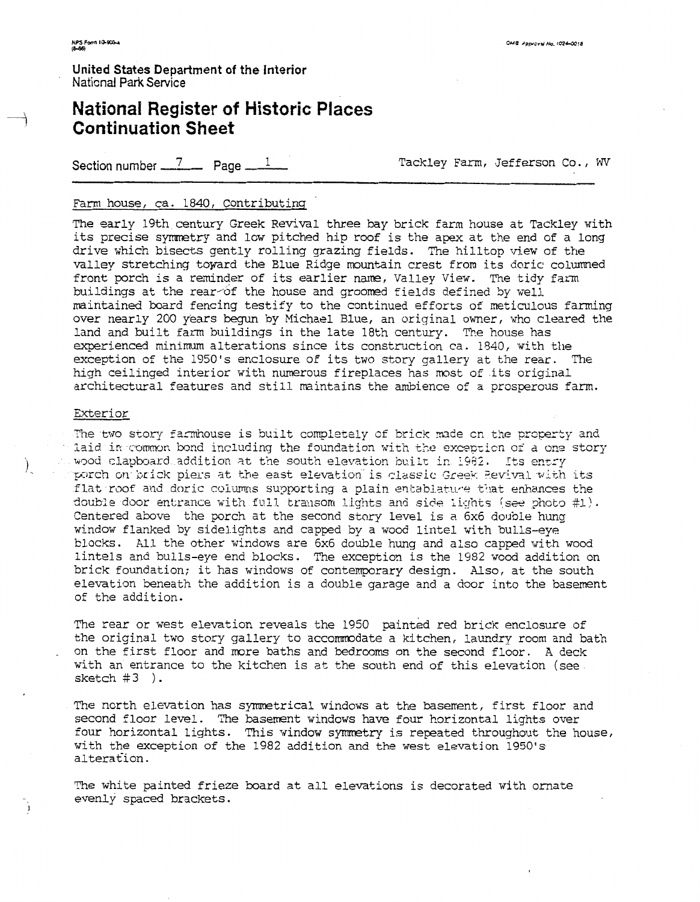United States Department of the Interior
National Park Service

# National Register of Historic Places Continuation Sheet

Section number 7 Page 1 Tackley Farm, Jefferson Co., WV

Farm house, ca. 1840, Contributing

The early 19th century Greek Revival three bay brick farm house at Tackley with its precise symmetry and low pitched hip roof is the apex at the end of a long drive which bisects gently rolling grazing fields. The hilltop view of the valley stretching toward the Blue Ridge mountain crest from its doric columned front porch is a reminder of its earlier name, Valley View. The tidy farm buildings at the rear of the house and groomed fields defined by well maintained board fencing testify to the continued efforts of meticulous farming over nearly 200 years begun by Michael Blue, an original owner, who cleared the land and built farm buildings in the late 18th century. The house has experienced minimum alterations since its construction ca. 1840, with the exception of the 1950's enclosure of its two story gallery at the rear. The high ceilinged interior with numerous fireplaces has most of its original architectural features and still maintains the ambience of a prosperous farm.

Exterior

The two story farmhouse is built completely of brick made on the property and laid in common bond including the foundation with the exception of a one story wood clapboard addition at the south elevation built in 1982. Its entry porch on brick piers at the east elevation is classic Greek Revival with its flat roof and doric columns supporting a plain entablature that enhances the double door entrance with full transom lights and side lights (see photo #1). Centered above the porch at the second story level is a 6x6 double hung window flanked by sidelights and capped by a wood lintel with bulls-eye blocks. All the other windows are 6x6 double hung and also capped with wood lintels and bulls-eye end blocks. The exception is the 1982 wood addition on brick foundation; it has windows of contemporary design. Also, at the south elevation beneath the addition is a double garage and a door into the basement of the addition.

The rear or west elevation reveals the 1950 painted red brick enclosure of the original two story gallery to accommodate a kitchen, laundry room and bath on the first floor and more baths and bedrooms on the second floor. A deck with an entrance to the kitchen is at the south end of this elevation (see sketch #3 ).

The north elevation has symmetrical windows at the basement, first floor and second floor level. The basement windows have four horizontal lights over four horizontal lights. This window symmetry is repeated throughout the house, with the exception of the 1982 addition and the west elevation 1950's alteration.

The white painted frieze board at all elevations is decorated with ornate evenly spaced brackets.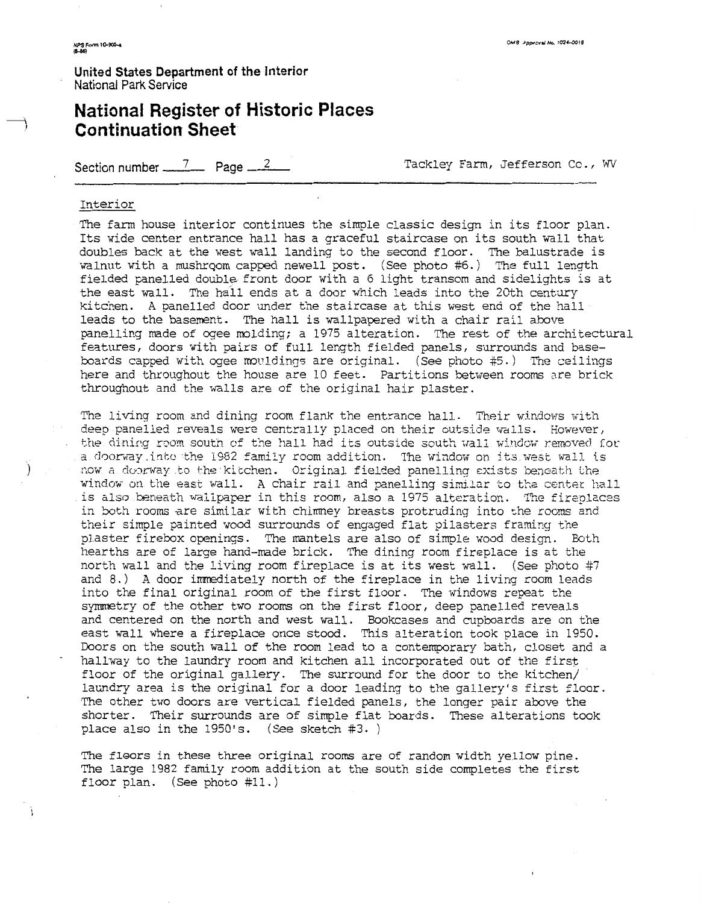United States Department of the Interior
National Park Service

# National Register of Historic Places Continuation Sheet

Section number 7 Page 2 Tackley Farm, Jefferson Co., WV

## Interior

The farm house interior continues the simple classic design in its floor plan. Its wide center entrance hall has a graceful staircase on its south wall that doubles back at the west wall landing to the second floor. The balustrade is walnut with a mushroom capped newell post. (See photo #6.) The full length fielded panelled double front door with a 6 light transom and sidelights is at the east wall. The hall ends at a door which leads into the 20th century kitchen. A panelled door under the staircase at this west end of the hall leads to the basement. The hall is wallpapered with a chair rail above panelling made of ogee molding; a 1975 alteration. The rest of the architectural features, doors with pairs of full length fielded panels, surrounds and base-boards capped with ogee mouldings are original. (See photo #5.) The ceilings here and throughout the house are 10 feet. Partitions between rooms are brick throughout and the walls are of the original hair plaster.

The living room and dining room flank the entrance hall. Their windows with deep panelled reveals were centrally placed on their outside walls. However, the dining room south of the hall had its outside south wall window removed for a doorway into the 1982 family room addition. The window on its west wall is now a doorway to the kitchen. Original fielded panelling exists beneath the window on the east wall. A chair rail and panelling similar to the center hall is also beneath wallpaper in this room, also a 1975 alteration. The fireplaces in both rooms are similar with chimney breasts protruding into the rooms and their simple painted wood surrounds of engaged flat pilasters framing the plaster firebox openings. The mantels are also of simple wood design. Both hearths are of large hand-made brick. The dining room fireplace is at the north wall and the living room fireplace is at its west wall. (See photo #7 and 8.) A door immediately north of the fireplace in the living room leads into the final original room of the first floor. The windows repeat the symmetry of the other two rooms on the first floor, deep panelled reveals and centered on the north and west wall. Bookcases and cupboards are on the east wall where a fireplace once stood. This alteration took place in 1950. Doors on the south wall of the room lead to a contemporary bath, closet and a hallway to the laundry room and kitchen all incorporated out of the first floor of the original gallery. The surround for the door to the kitchen/ laundry area is the original for a door leading to the gallery's first floor. The other two doors are vertical fielded panels, the longer pair above the shorter. Their surrounds are of simple flat boards. These alterations took place also in the 1950's. (See sketch #3.)

The floors in these three original rooms are of random width yellow pine. The large 1982 family room addition at the south side completes the first floor plan. (See photo #11.)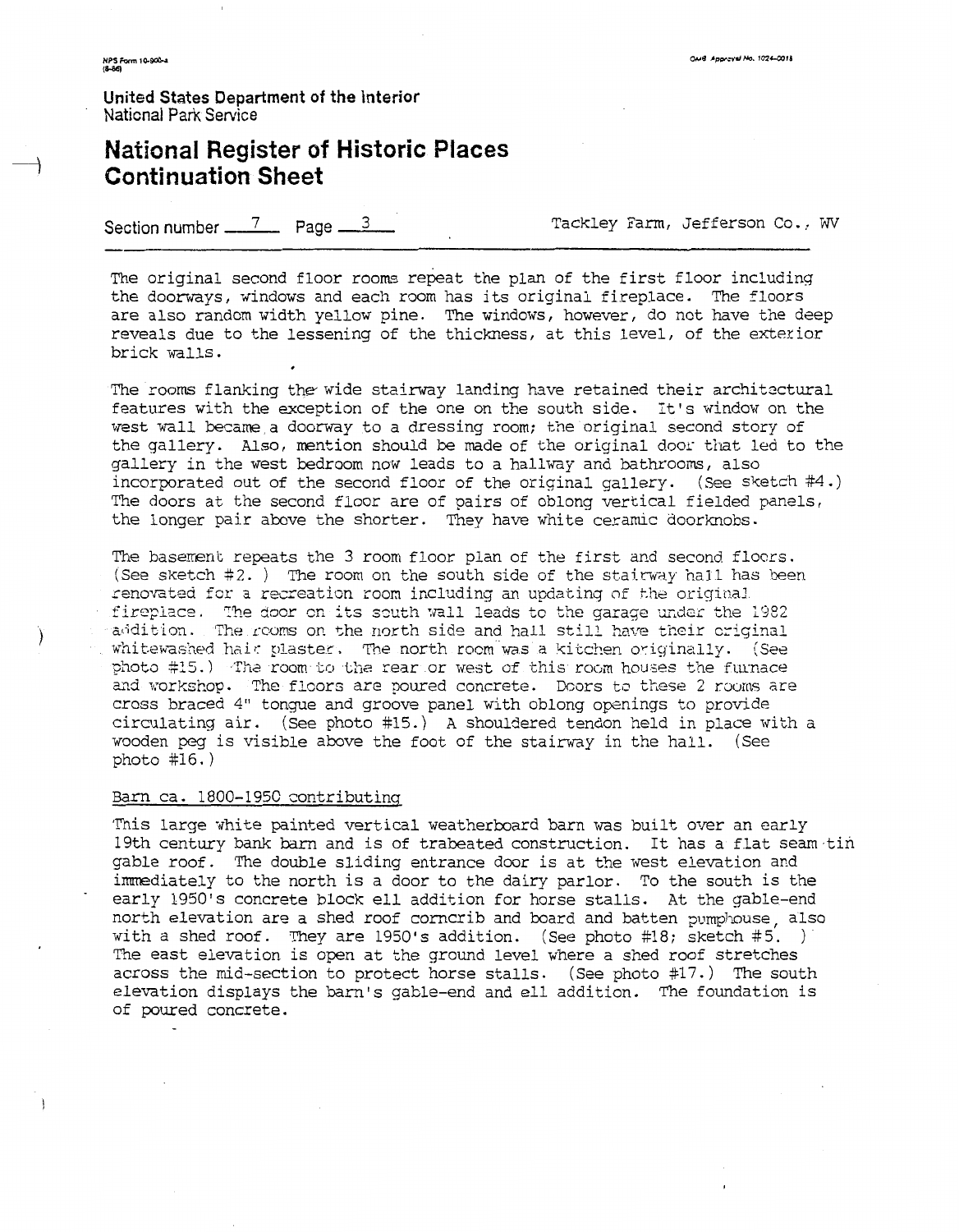United States Department of the Interior
National Park Service

# National Register of Historic Places Continuation Sheet

Section number 7 Page 3 Tackley Farm, Jefferson Co., WV

The original second floor rooms repeat the plan of the first floor including the doorways, windows and each room has its original fireplace. The floors are also random width yellow pine. The windows, however, do not have the deep reveals due to the lessening of the thickness, at this level, of the exterior brick walls.

The rooms flanking the wide stairway landing have retained their architectural features with the exception of the one on the south side. It's window on the west wall became a doorway to a dressing room; the original second story of the gallery. Also, mention should be made of the original door that led to the gallery in the west bedroom now leads to a hallway and bathrooms, also incorporated out of the second floor of the original gallery. (See sketch #4.) The doors at the second floor are of pairs of oblong vertical fielded panels, the longer pair above the shorter. They have white ceramic doorknobs.

The basement repeats the 3 room floor plan of the first and second floors. (See sketch #2.) The room on the south side of the stairway hall has been renovated for a recreation room including an updating of the original fireplace. The door on its south wall leads to the garage under the 1982 addition. The rooms on the north side and hall still have their original whitewashed hair plaster. The north room was a kitchen originally. (See photo #15.) The room to the rear or west of this room houses the furnace and workshop. The floors are poured concrete. Doors to these 2 rooms are cross braced 4" tongue and groove panel with oblong openings to provide circulating air. (See photo #15.) A shouldered tendon held in place with a wooden peg is visible above the foot of the stairway in the hall. (See photo #16.)

Barn ca. 1800-1950 contributing

This large white painted vertical weatherboard barn was built over an early 19th century bank barn and is of trabeated construction. It has a flat seam tin gable roof. The double sliding entrance door is at the west elevation and immediately to the north is a door to the dairy parlor. To the south is the early 1950's concrete block ell addition for horse stalls. At the gable-end north elevation are a shed roof corncrib and board and batten pumphouse, also with a shed roof. They are 1950's addition. (See photo #18; sketch #5.) The east elevation is open at the ground level where a shed roof stretches across the mid-section to protect horse stalls. (See photo #17.) The south elevation displays the barn's gable-end and ell addition. The foundation is of poured concrete.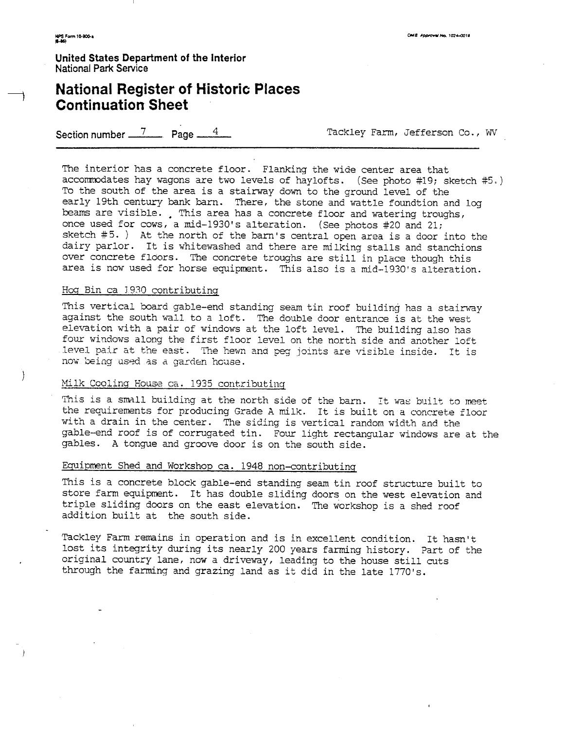The interior has a concrete floor. Flanking the wide center area that accommodates hay wagons are two levels of haylofts. (See photo #19; sketch #5.) To the south of the area is a stairway down to the ground level of the early 19th century bank barn. There, the stone and wattle foundtion and log beams are visible. This area has a concrete floor and watering troughs, once used for cows, a mid-1930's alteration. (See photos #20 and 21; sketch #5. ) At the north of the barn's central open area is a door into the dairy parlor. It is whitewashed and there are milking stalls and stanchions over concrete floors. The concrete troughs are still in place though this area is now used for horse equipment. This also is a mid-1930's alteration.

Hog Bin ca 1930 contributing

This vertical board gable-end standing seam tin roof building has a stairway against the south wall to a loft. The double door entrance is at the west elevation with a pair of windows at the loft level. The building also has four windows along the first floor level on the north side and another loft level pair at the east. The hewn and peg joints are visible inside. It is now being used as a garden house.

Milk Cooling House ca. 1935 contributing

This is a small building at the north side of the barn. It was built to meet the requirements for producing Grade A milk. It is built on a concrete floor with a drain in the center. The siding is vertical random width and the gable-end roof is of corrugated tin. Four light rectangular windows are at the gables. A tongue and groove door is on the south side.

Equipment Shed and Workshop ca. 1948 non-contributing

This is a concrete block gable-end standing seam tin roof structure built to store farm equipment. It has double sliding doors on the west elevation and triple sliding doors on the east elevation. The workshop is a shed roof addition built at the south side.

Tackley Farm remains in operation and is in excellent condition. It hasn't lost its integrity during its nearly 200 years farming history. Part of the original country lane, now a driveway, leading to the house still cuts through the farming and grazing land as it did in the late 1770's.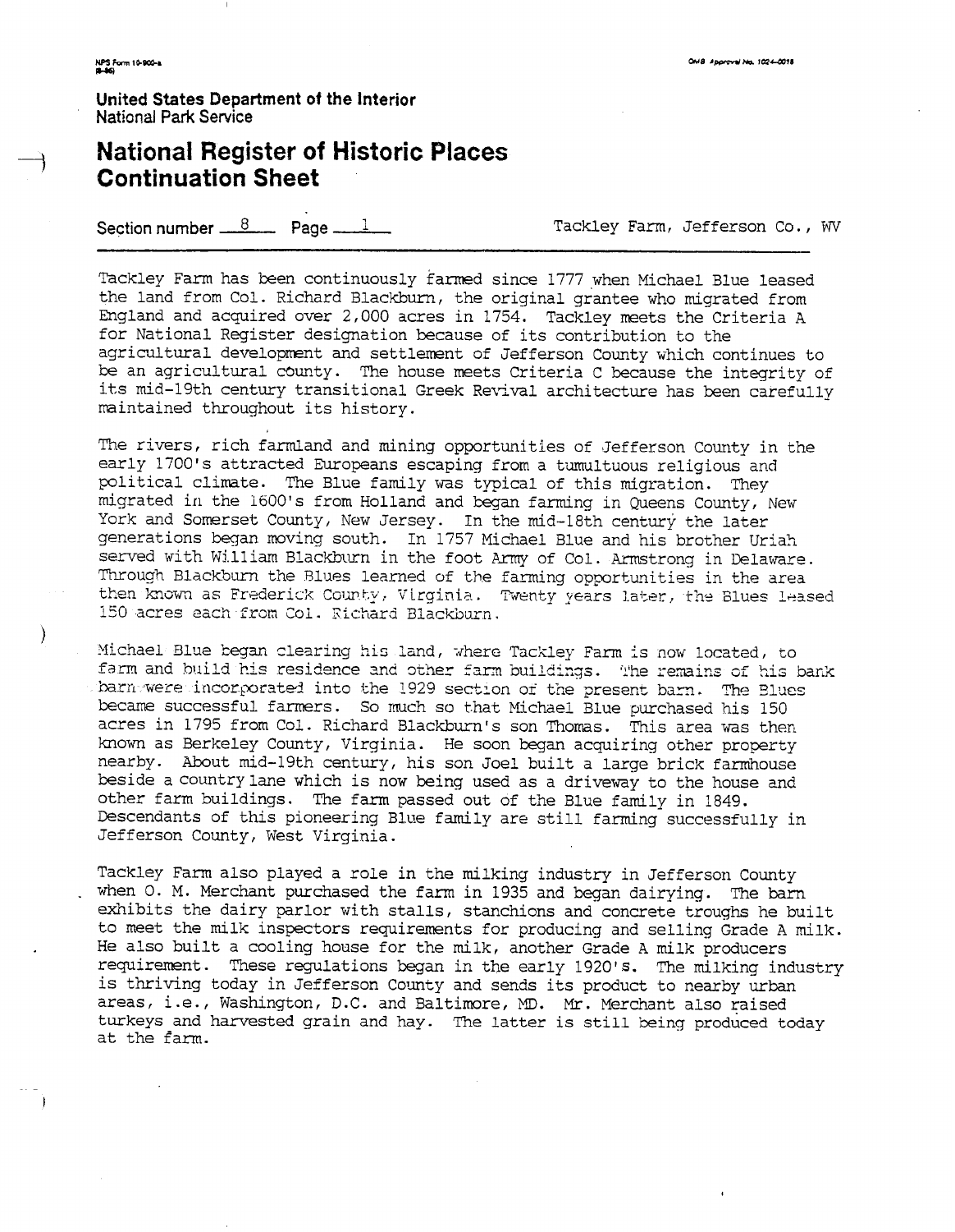United States Department of the Interior
National Park Service

# National Register of Historic Places Continuation Sheet

Section number 8 Page 1 Tackley Farm, Jefferson Co., WV

---

Tackley Farm has been continuously farmed since 1777 when Michael Blue leased the land from Col. Richard Blackburn, the original grantee who migrated from England and acquired over 2,000 acres in 1754. Tackley meets the Criteria A for National Register designation because of its contribution to the agricultural development and settlement of Jefferson County which continues to be an agricultural county. The house meets Criteria C because the integrity of its mid-19th century transitional Greek Revival architecture has been carefully maintained throughout its history.

The rivers, rich farmland and mining opportunities of Jefferson County in the early 1700's attracted Europeans escaping from a tumultuous religious and political climate. The Blue family was typical of this migration. They migrated in the 1600's from Holland and began farming in Queens County, New York and Somerset County, New Jersey. In the mid-18th century the later generations began moving south. In 1757 Michael Blue and his brother Uriah served with William Blackburn in the foot Army of Col. Armstrong in Delaware. Through Blackburn the Blues learned of the farming opportunities in the area then known as Frederick County, Virginia. Twenty years later, the Blues leased 150 acres each from Col. Richard Blackburn.

Michael Blue began clearing his land, where Tackley Farm is now located, to farm and build his residence and other farm buildings. The remains of his bank barn were incorporated into the 1929 section of the present barn. The Blues became successful farmers. So much so that Michael Blue purchased his 150 acres in 1795 from Col. Richard Blackburn's son Thomas. This area was then known as Berkeley County, Virginia. He soon began acquiring other property nearby. About mid-19th century, his son Joel built a large brick farmhouse beside a country lane which is now being used as a driveway to the house and other farm buildings. The farm passed out of the Blue family in 1849. Descendants of this pioneering Blue family are still farming successfully in Jefferson County, West Virginia.

Tackley Farm also played a role in the milking industry in Jefferson County when O. M. Merchant purchased the farm in 1935 and began dairying. The barn exhibits the dairy parlor with stalls, stanchions and concrete troughs he built to meet the milk inspectors requirements for producing and selling Grade A milk. He also built a cooling house for the milk, another Grade A milk producers requirement. These regulations began in the early 1920's. The milking industry is thriving today in Jefferson County and sends its product to nearby urban areas, i.e., Washington, D.C. and Baltimore, MD. Mr. Merchant also raised turkeys and harvested grain and hay. The latter is still being produced today at the farm.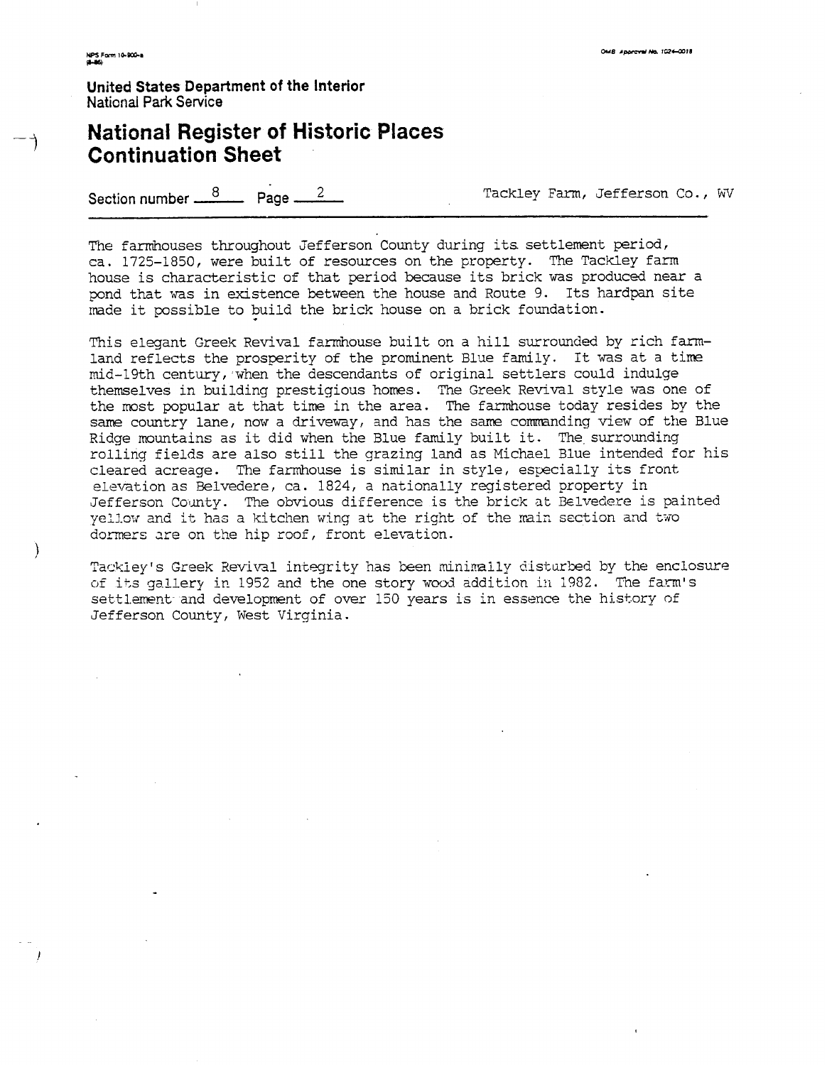United States Department of the Interior
National Park Service

# National Register of Historic Places Continuation Sheet

Section number 8 Page 2 Tackley Farm, Jefferson Co., WV

The farmhouses throughout Jefferson County during its settlement period, ca. 1725-1850, were built of resources on the property. The Tackley farm house is characteristic of that period because its brick was produced near a pond that was in existence between the house and Route 9. Its hardpan site made it possible to build the brick house on a brick foundation.

This elegant Greek Revival farmhouse built on a hill surrounded by rich farmland reflects the prosperity of the prominent Blue family. It was at a time mid-19th century, when the descendants of original settlers could indulge themselves in building prestigious homes. The Greek Revival style was one of the most popular at that time in the area. The farmhouse today resides by the same country lane, now a driveway, and has the same commanding view of the Blue Ridge mountains as it did when the Blue family built it. The surrounding rolling fields are also still the grazing land as Michael Blue intended for his cleared acreage. The farmhouse is similar in style, especially its front elevation as Belvedere, ca. 1824, a nationally registered property in Jefferson County. The obvious difference is the brick at Belvedere is painted yellow and it has a kitchen wing at the right of the main section and two dormers are on the hip roof, front elevation.

Tackley's Greek Revival integrity has been minimally disturbed by the enclosure of its gallery in 1952 and the one story wood addition in 1982. The farm's settlement and development of over 150 years is in essence the history of Jefferson County, West Virginia.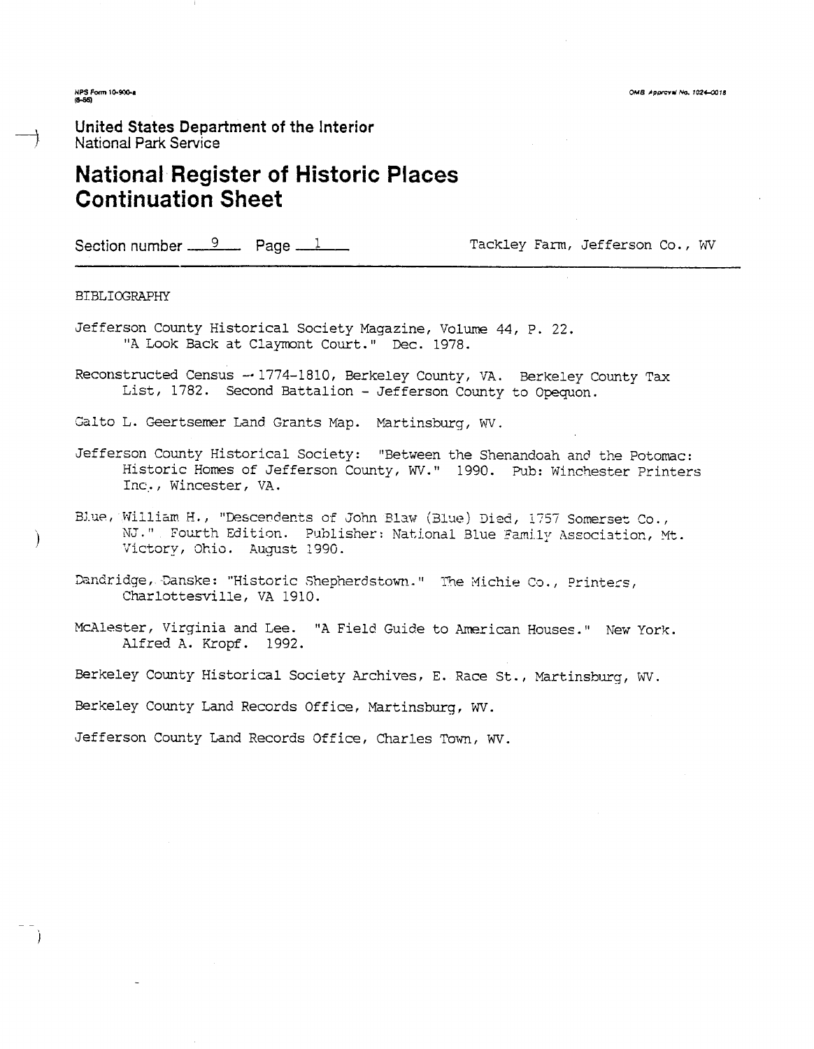United States Department of the Interior
National Park Service

# National Register of Historic Places Continuation Sheet

Section number 9 Page 1 Tackley Farm, Jefferson Co., WV

BIBLIOGRAPHY

Jefferson County Historical Society Magazine, Volume 44, P. 22. "A Look Back at Claymont Court." Dec. 1978.

Reconstructed Census -- 1774-1810, Berkeley County, VA. Berkeley County Tax List, 1782. Second Battalion - Jefferson County to Opequon.

Calto L. Geertsemer Land Grants Map. Martinsburg, WV.

Jefferson County Historical Society: "Between the Shenandoah and the Potomac: Historic Homes of Jefferson County, WV." 1990. Pub: Winchester Printers Inc., Wincester, VA.

Blue, William H., "Descendents of John Blaw (Blue) Died, 1757 Somerset Co., NJ." Fourth Edition. Publisher: National Blue Family Association, Mt. Victory, Ohio. August 1990.

Dandridge, Danske: "Historic Shepherdstown." The Michie Co., Printers, Charlottesville, VA 1910.

McAlester, Virginia and Lee. "A Field Guide to American Houses." New York. Alfred A. Kropf. 1992.

Berkeley County Historical Society Archives, E. Race St., Martinsburg, WV.

Berkeley County Land Records Office, Martinsburg, WV.

Jefferson County Land Records Office, Charles Town, WV.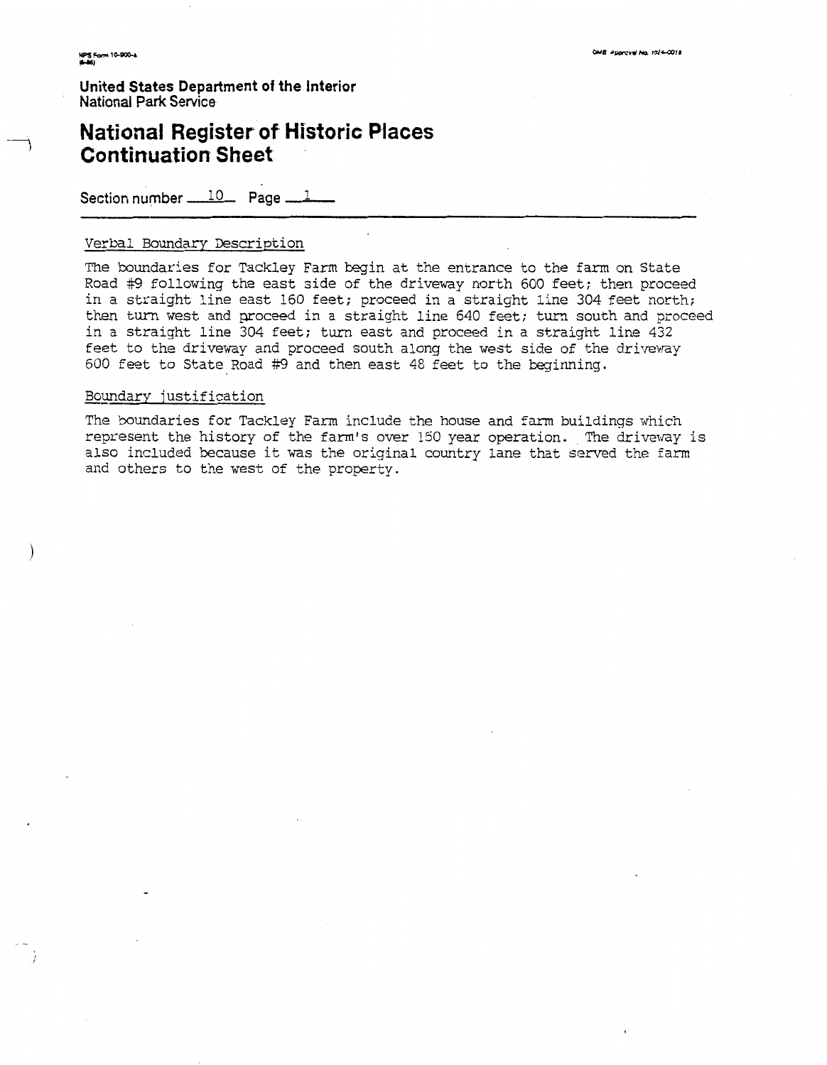United States Department of the Interior
National Park Service

# National Register of Historic Places Continuation Sheet

Section number 10 Page 1

## Verbal Boundary Description

The boundaries for Tackley Farm begin at the entrance to the farm on State Road #9 following the east side of the driveway north 600 feet; then proceed in a straight line east 160 feet; proceed in a straight line 304 feet north; then turn west and proceed in a straight line 640 feet; turn south and proceed in a straight line 304 feet; turn east and proceed in a straight line 432 feet to the driveway and proceed south along the west side of the driveway 600 feet to State Road #9 and then east 48 feet to the beginning.

## Boundary justification

The boundaries for Tackley Farm include the house and farm buildings which represent the history of the farm's over 150 year operation. The driveway is also included because it was the original country lane that served the farm and others to the west of the property.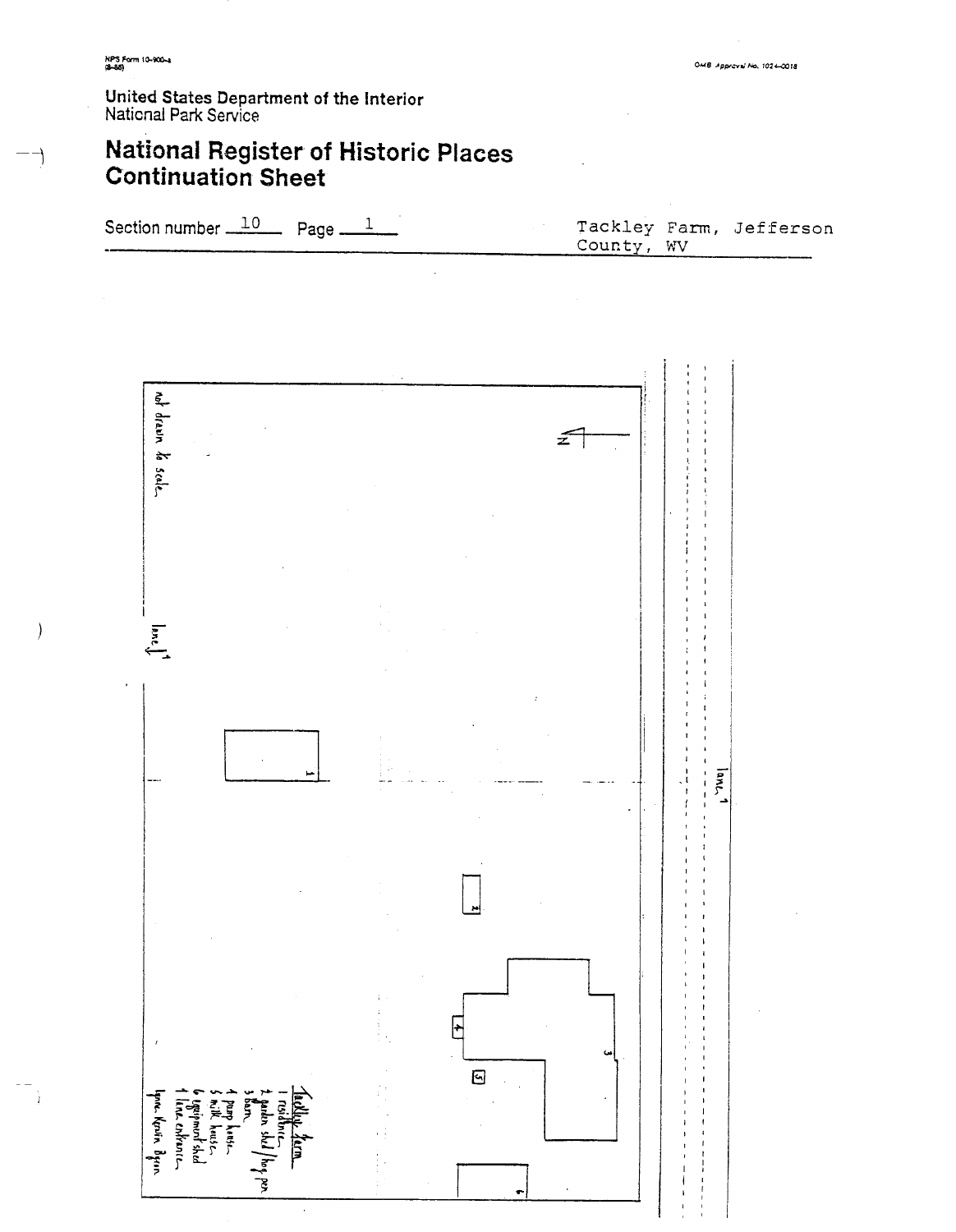NPS Form 10-900-a
(8-86)

OMB Approval No. 1024-0018

United States Department of the Interior
National Park Service

# National Register of Historic Places Continuation Sheet

Section number 10 Page 1

Tackley Farm, Jefferson County, WV

not drawn to scale

N

lane

lane

1

2

3

4

5

6

Tackley Farm
1 residence
2 garden shed/hog pen
3 barn
4 pump house
5 milk house
6 equipment shed
7 lane entrance

Lynn Kevin Byun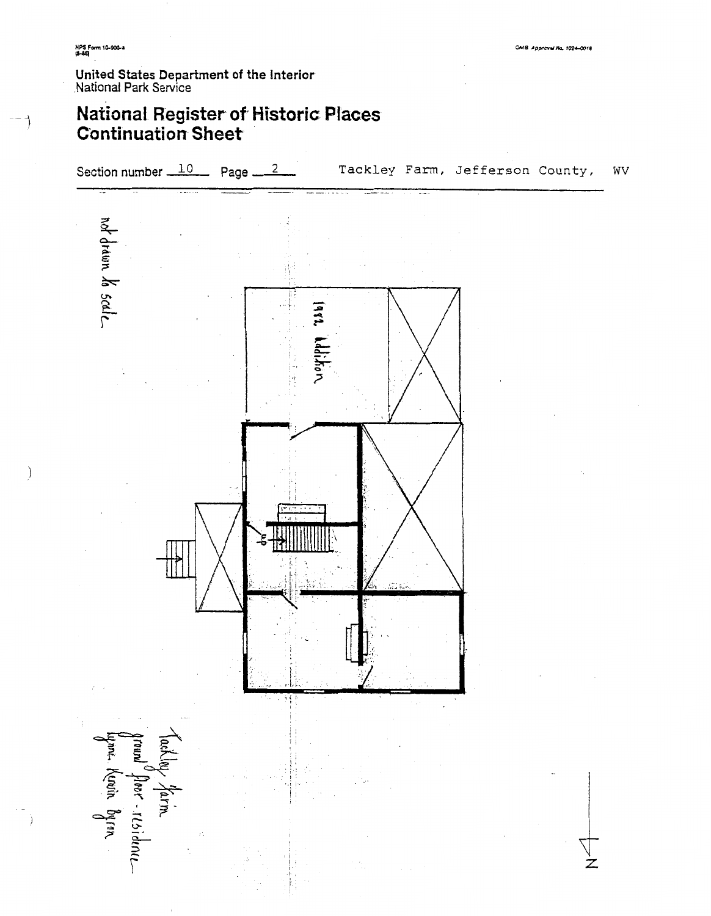NPS Form 10-900-a
(8-86)

OMB Approval No. 1024-0018

United States Department of the Interior
National Park Service

# National Register of Historic Places Continuation Sheet

Section number 10 Page 2 Tackley Farm, Jefferson County, WV

not drawn to scale

1992 Addition

up

Tackley Farm
ground floor - residence
Lynne Kevin Byron

N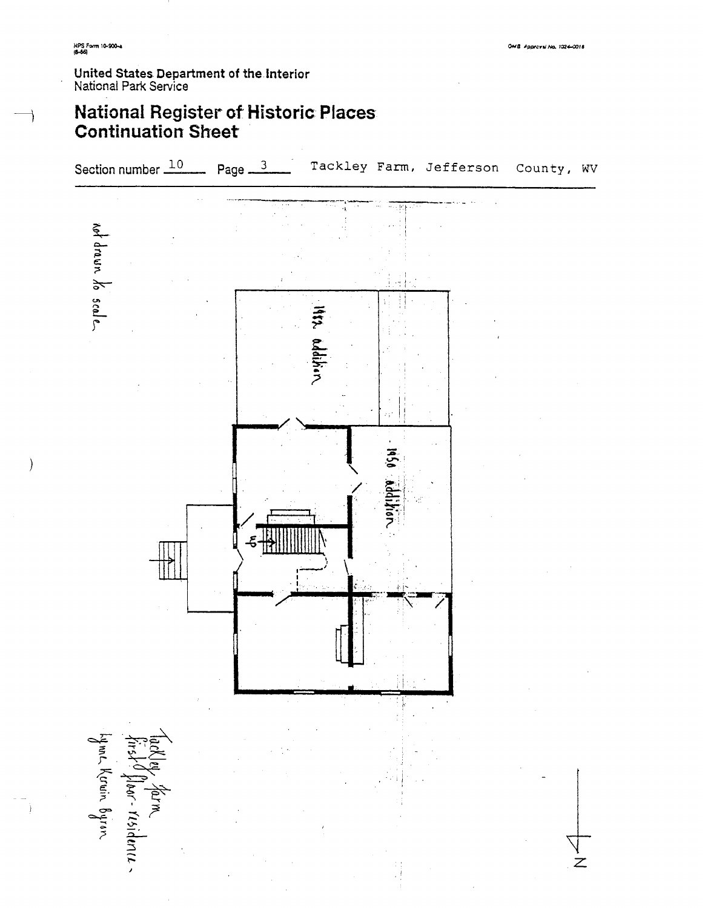United States Department of the Interior
National Park Service

# National Register of Historic Places Continuation Sheet

Section number 10 Page 3 Tackley Farm, Jefferson County, WV

not drawn to scale

1982 addition

1950 addition

up

Tackley Farm
first floor - residence
Lynne Kerwin Byron

N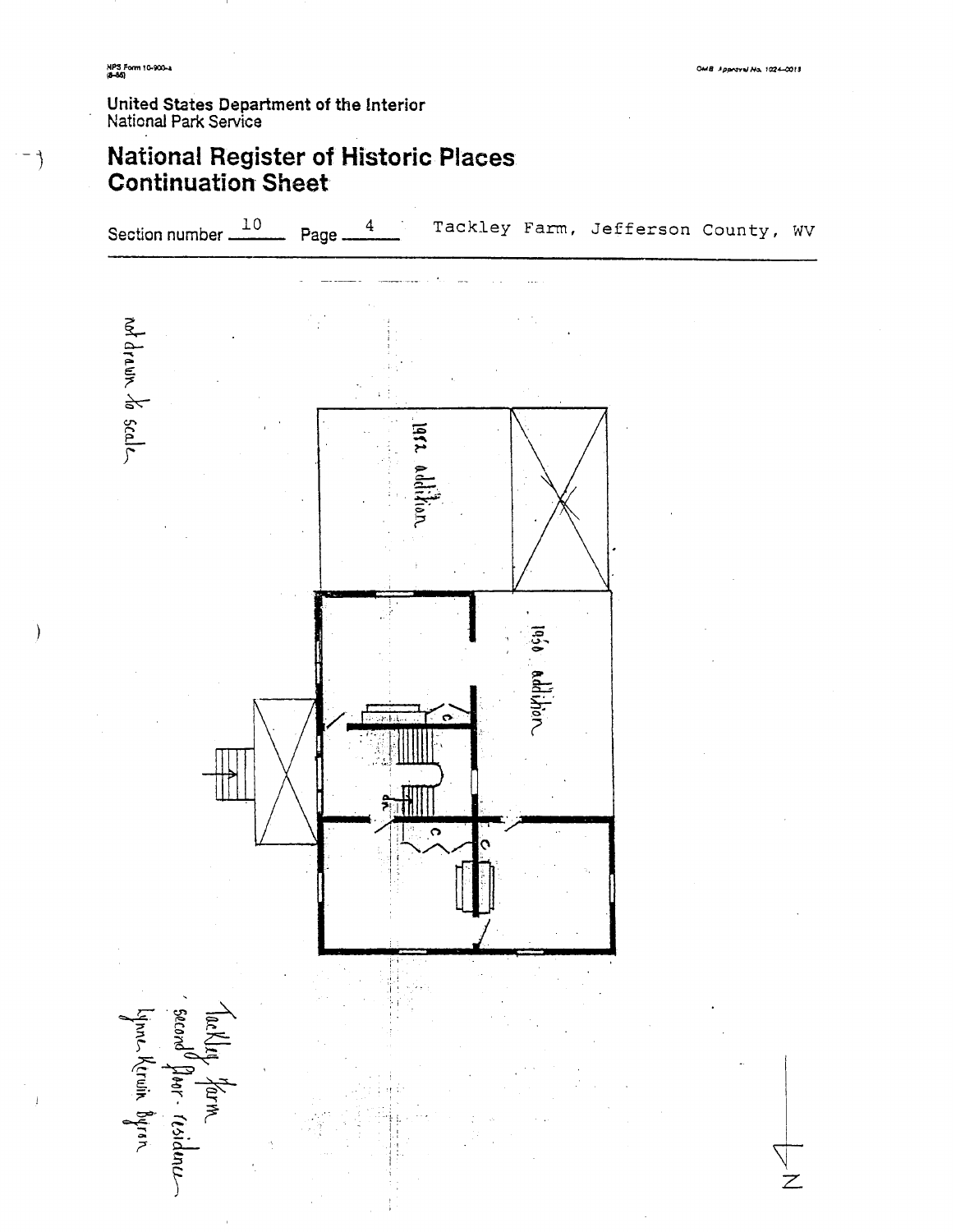# United States Department of the Interior
National Park Service

## National Register of Historic Places Continuation Sheet

Section number 10 Page 4 Tackley Farm, Jefferson County, WV

not drawn to scale

1982 addition

1950 addition

c

dn

c

c

Tackley Farm
second floor - residence
Lynne Kervin Byron

N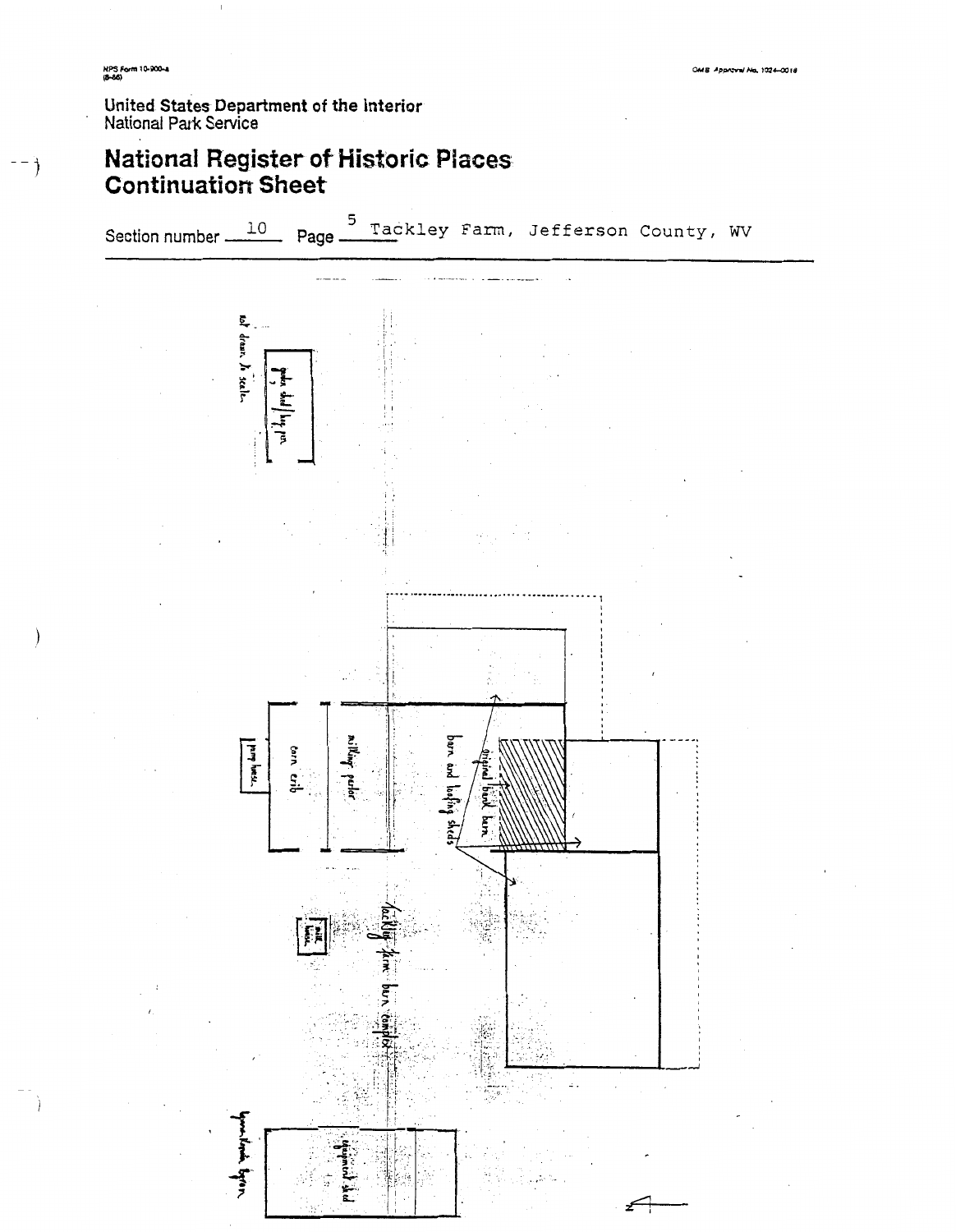United States Department of the Interior
National Park Service

# National Register of Historic Places Continuation Sheet

Section number 10 Page 5 Tackley Farm, Jefferson County, WV

not drawn to scale.

garden shed/hog pen

corn crib

pump house

milking parlor

original bank barn

barn and loafing sheds

milk house

Tackley farm barn complex

equipment shed

garden/equip. barn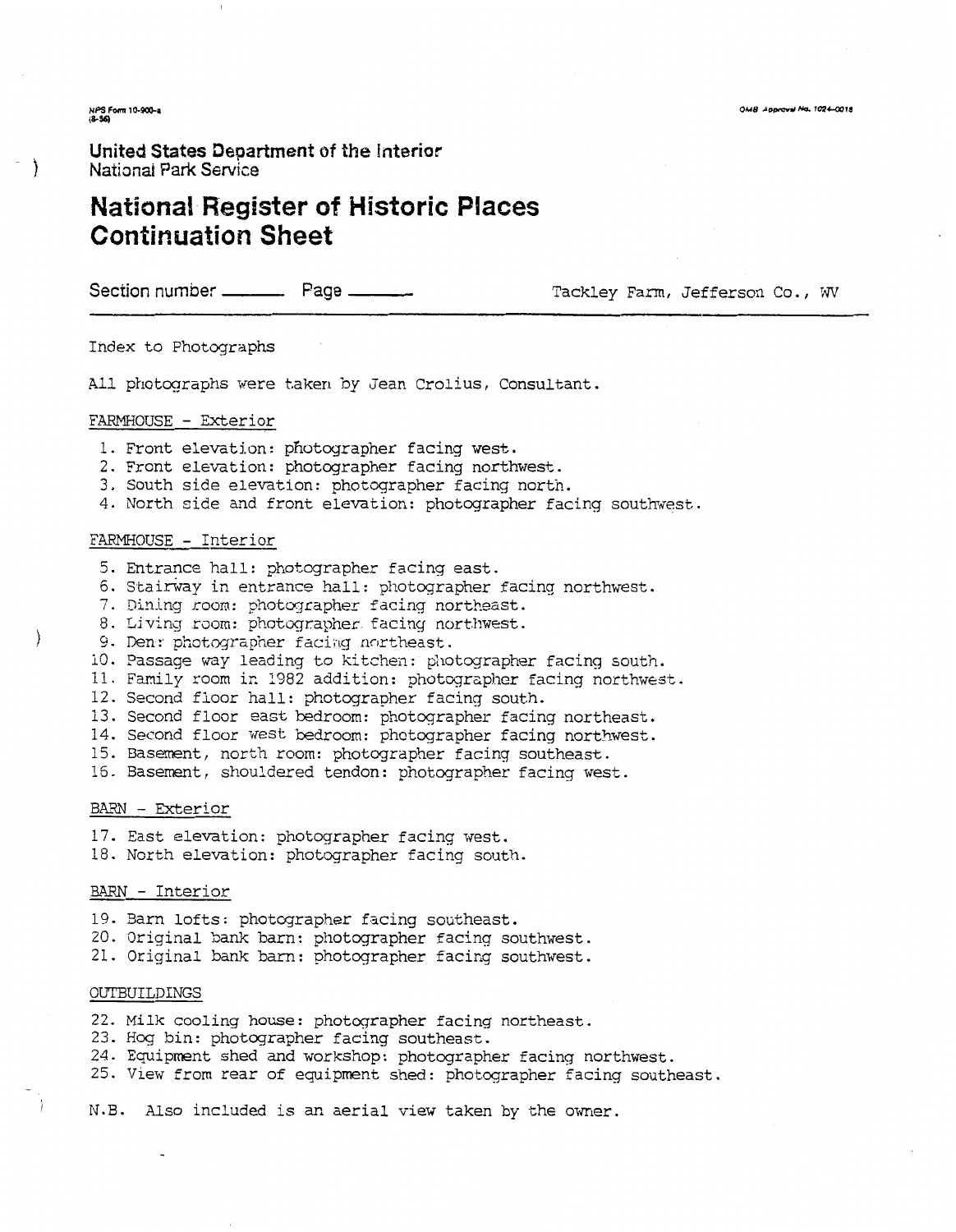United States Department of the Interior
National Park Service

# National Register of Historic Places Continuation Sheet

Section number ______ Page ______ Tackley Farm, Jefferson Co., WV

Index to Photographs

All photographs were taken by Jean Crolius, Consultant.

FARMHOUSE - Exterior

1. Front elevation: photographer facing west.
2. Front elevation: photographer facing northwest.
3. South side elevation: photographer facing north.
4. North side and front elevation: photographer facing southwest.

FARMHOUSE - Interior

5. Entrance hall: photographer facing east.
6. Stairway in entrance hall: photographer facing northwest.
7. Dining room: photographer facing northeast.
8. Living room: photographer facing northwest.
9. Den: photographer facing northeast.
10. Passage way leading to kitchen: photographer facing south.
11. Family room in 1982 addition: photographer facing northwest.
12. Second floor hall: photographer facing south.
13. Second floor east bedroom: photographer facing northeast.
14. Second floor west bedroom: photographer facing northwest.
15. Basement, north room: photographer facing southeast.
16. Basement, shouldered tendon: photographer facing west.

BARN - Exterior

17. East elevation: photographer facing west.
18. North elevation: photographer facing south.

BARN - Interior

19. Barn lofts: photographer facing southeast.
20. Original bank barn: photographer facing southwest.
21. Original bank barn: photographer facing southwest.

OUTBUILDINGS

22. Milk cooling house: photographer facing northeast.
23. Hog bin: photographer facing southeast.
24. Equipment shed and workshop: photographer facing northwest.
25. View from rear of equipment shed: photographer facing southeast.

N.B. Also included is an aerial view taken by the owner.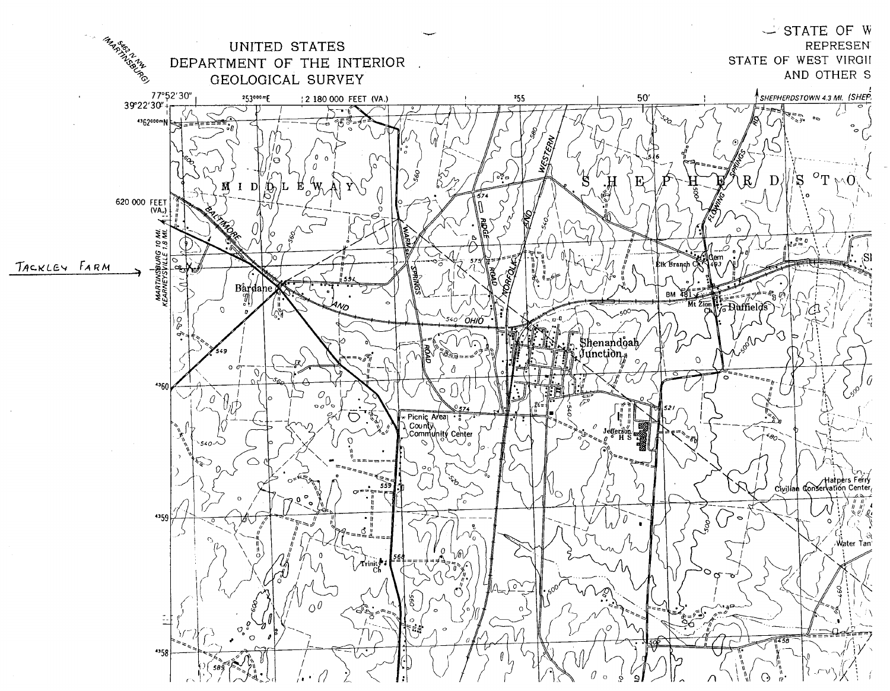UNITED STATES
DEPARTMENT OF THE INTERIOR
GEOLOGICAL SURVEY

STATE OF W
REPRESEN
STATE OF WEST VIRGI
AND OTHER S

5462 IV NW
(MARTINSBURG)

TACKLEY FARM →